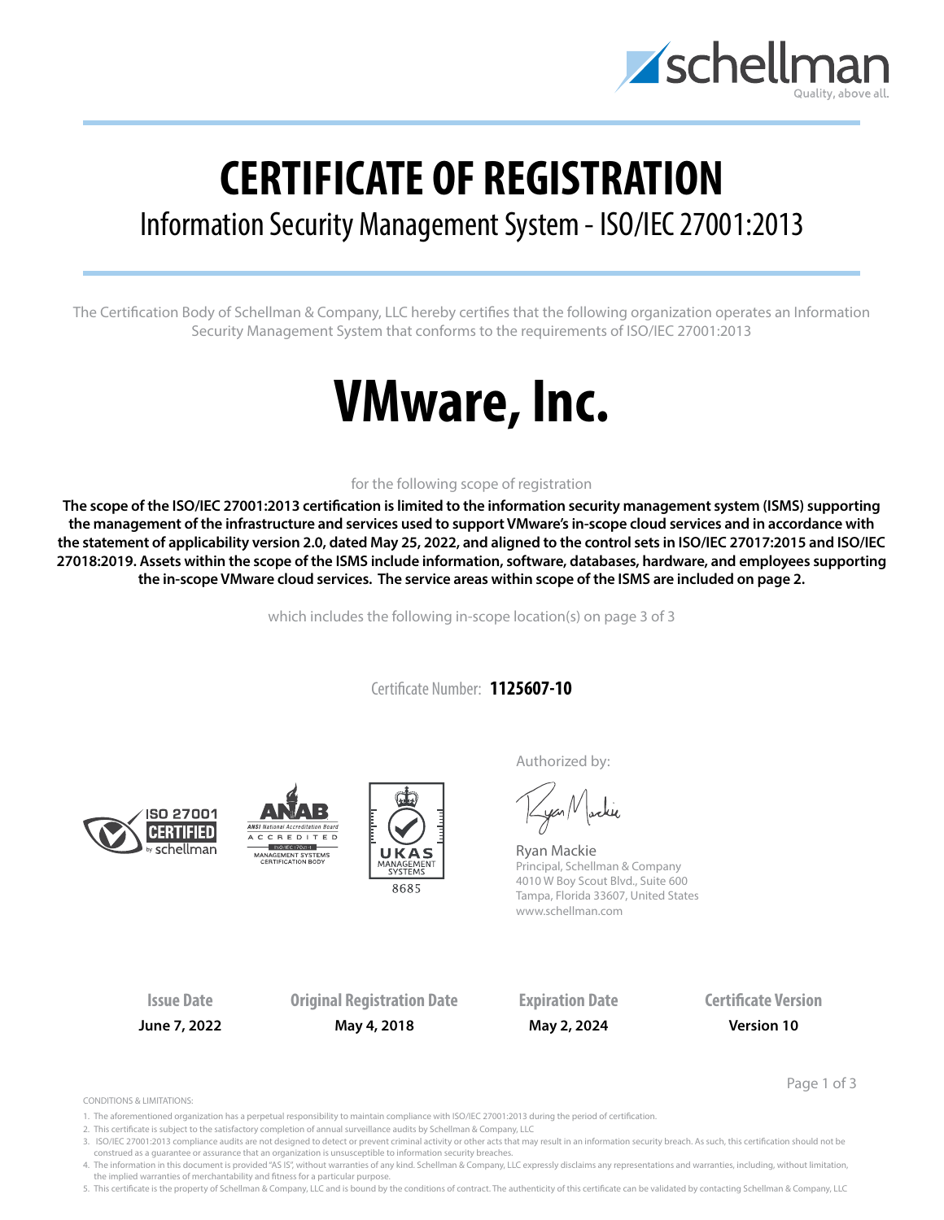# CERTIFICATE OF REGISTRATION

## Information Security Management System - ISO/IEC 27001:2013

The Certification Body of Schellman & Company, LLC hereby certifies that the following organization operates an Information Security Management System that conforms to the requirements of ISO/IEC 27001:2013

# VMware, Inc.

for the following scope of registration

**The scope of the ISO/IEC 27001:2013 certification is limited to the information security management system (ISMS) supporting the management of the infrastructure and services used to support VMware's in-scope cloud services and in accordance with the statement of applicability version 2.0, dated May 25, 2022, and aligned to the control sets in ISO/IEC 27017:2015 and ISO/IEC 27018:2019. Assets within the scope of the ISMS include information, software, databases, hardware, and employees supporting the in-scope VMware cloud services. The service areas within scope of the ISMS are included on page 2.**

which includes the following in-scope location(s) on page 3 of 3

Certificate Number: **1125607-10**

Authorized by:

Ryan Mackie
Principal, Schellman & Company
4010 W Boy Scout Blvd., Suite 600
Tampa, Florida 33607, United States
www.schellman.com

| Issue Date | Original Registration Date | Expiration Date | Certificate Version |
|---|---|---|---|
| **June 7, 2022** | **May 4, 2018** | **May 2, 2024** | **Version 10** |

CONDITIONS & LIMITATIONS:

1. The aforementioned organization has a perpetual responsibility to maintain compliance with ISO/IEC 27001:2013 during the period of certification.
2. This certificate is subject to the satisfactory completion of annual surveillance audits by Schellman & Company, LLC
3. ISO/IEC 27001:2013 compliance audits are not designed to detect or prevent criminal activity or other acts that may result in an information security breach. As such, this certification should not be construed as a guarantee or assurance that an organization is unsusceptible to information security breaches.
4. The information in this document is provided "AS IS", without warranties of any kind. Schellman & Company, LLC expressly disclaims any representations and warranties, including, without limitation, the implied warranties of merchantability and fitness for a particular purpose.
5. This certificate is the property of Schellman & Company, LLC and is bound by the conditions of contract. The authenticity of this certificate can be validated by contacting Schellman & Company, LLC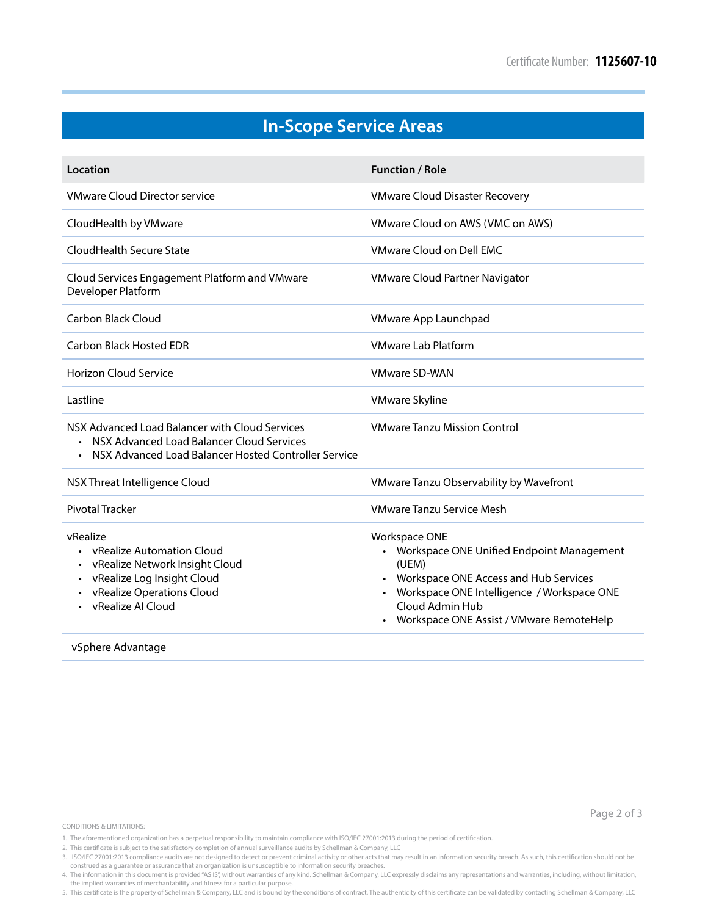Certificate Number: **1125607-10**

## In-Scope Service Areas

| Location | Function / Role |
| --- | --- |
| VMware Cloud Director service | VMware Cloud Disaster Recovery |
| CloudHealth by VMware | VMware Cloud on AWS (VMC on AWS) |
| CloudHealth Secure State | VMware Cloud on Dell EMC |
| Cloud Services Engagement Platform and VMware Developer Platform | VMware Cloud Partner Navigator |
| Carbon Black Cloud | VMware App Launchpad |
| Carbon Black Hosted EDR | VMware Lab Platform |
| Horizon Cloud Service | VMware SD-WAN |
| Lastline | VMware Skyline |
| NSX Advanced Load Balancer with Cloud Services<br>• NSX Advanced Load Balancer Cloud Services<br>• NSX Advanced Load Balancer Hosted Controller Service | VMware Tanzu Mission Control |
| NSX Threat Intelligence Cloud | VMware Tanzu Observability by Wavefront |
| Pivotal Tracker | VMware Tanzu Service Mesh |
| vRealize<br>• vRealize Automation Cloud<br>• vRealize Network Insight Cloud<br>• vRealize Log Insight Cloud<br>• vRealize Operations Cloud<br>• vRealize AI Cloud | Workspace ONE<br>• Workspace ONE Unified Endpoint Management (UEM)<br>• Workspace ONE Access and Hub Services<br>• Workspace ONE Intelligence / Workspace ONE Cloud Admin Hub<br>• Workspace ONE Assist / VMware RemoteHelp |
| vSphere Advantage | |

CONDITIONS & LIMITATIONS:

1. The aforementioned organization has a perpetual responsibility to maintain compliance with ISO/IEC 27001:2013 during the period of certification.
2. This certificate is subject to the satisfactory completion of annual surveillance audits by Schellman & Company, LLC
3. ISO/IEC 27001:2013 compliance audits are not designed to detect or prevent criminal activity or other acts that may result in an information security breach. As such, this certification should not be construed as a guarantee or assurance that an organization is unsusceptible to information security breaches.
4. The information in this document is provided "AS IS", without warranties of any kind. Schellman & Company, LLC expressly disclaims any representations and warranties, including, without limitation, the implied warranties of merchantability and fitness for a particular purpose.
5. This certificate is the property of Schellman & Company, LLC and is bound by the conditions of contract. The authenticity of this certificate can be validated by contacting Schellman & Company, LLC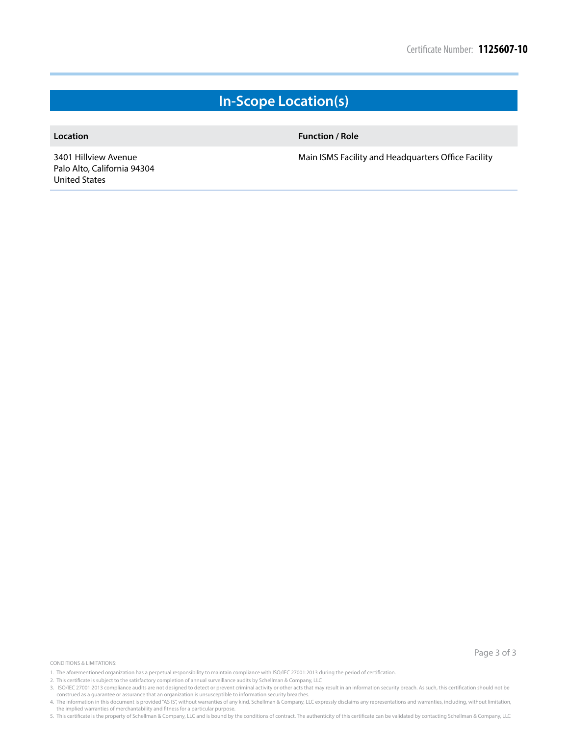# In-Scope Location(s)

| Location | Function / Role |
|---|---|
| 3401 Hillview Avenue<br>Palo Alto, California 94304<br>United States | Main ISMS Facility and Headquarters Office Facility |

CONDITIONS & LIMITATIONS:

1. The aforementioned organization has a perpetual responsibility to maintain compliance with ISO/IEC 27001:2013 during the period of certification.
2. This certificate is subject to the satisfactory completion of annual surveillance audits by Schellman & Company, LLC
3. ISO/IEC 27001:2013 compliance audits are not designed to detect or prevent criminal activity or other acts that may result in an information security breach. As such, this certification should not be construed as a guarantee or assurance that an organization is unsusceptible to information security breaches.
4. The information in this document is provided "AS IS", without warranties of any kind. Schellman & Company, LLC expressly disclaims any representations and warranties, including, without limitation, the implied warranties of merchantability and fitness for a particular purpose.
5. This certificate is the property of Schellman & Company, LLC and is bound by the conditions of contract. The authenticity of this certificate can be validated by contacting Schellman & Company, LLC